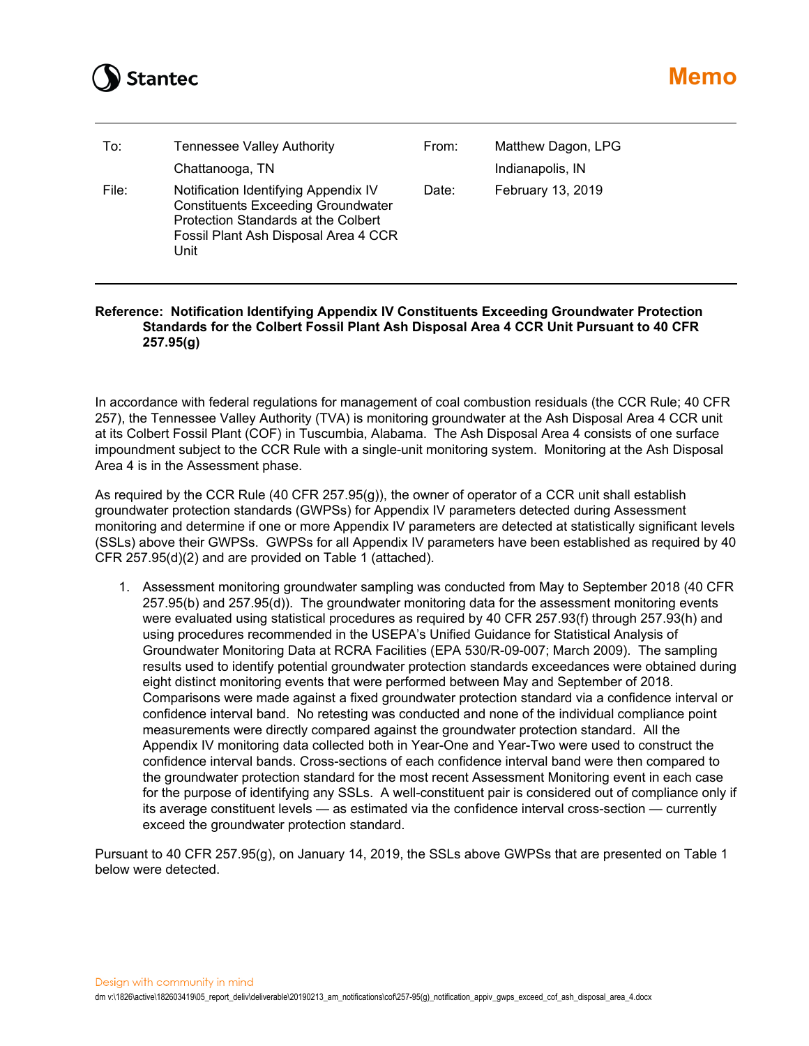Stantec

# Memo

| | | | |
|---|---|---|---|
| To: | Tennessee Valley Authority<br>Chattanooga, TN | From: | Matthew Dagon, LPG<br>Indianapolis, IN |
| File: | Notification Identifying Appendix IV Constituents Exceeding Groundwater Protection Standards at the Colbert Fossil Plant Ash Disposal Area 4 CCR Unit | Date: | February 13, 2019 |

**Reference: Notification Identifying Appendix IV Constituents Exceeding Groundwater Protection Standards for the Colbert Fossil Plant Ash Disposal Area 4 CCR Unit Pursuant to 40 CFR 257.95(g)**

In accordance with federal regulations for management of coal combustion residuals (the CCR Rule; 40 CFR 257), the Tennessee Valley Authority (TVA) is monitoring groundwater at the Ash Disposal Area 4 CCR unit at its Colbert Fossil Plant (COF) in Tuscumbia, Alabama. The Ash Disposal Area 4 consists of one surface impoundment subject to the CCR Rule with a single-unit monitoring system. Monitoring at the Ash Disposal Area 4 is in the Assessment phase.

As required by the CCR Rule (40 CFR 257.95(g)), the owner of operator of a CCR unit shall establish groundwater protection standards (GWPSs) for Appendix IV parameters detected during Assessment monitoring and determine if one or more Appendix IV parameters are detected at statistically significant levels (SSLs) above their GWPSs. GWPSs for all Appendix IV parameters have been established as required by 40 CFR 257.95(d)(2) and are provided on Table 1 (attached).

1. Assessment monitoring groundwater sampling was conducted from May to September 2018 (40 CFR 257.95(b) and 257.95(d)). The groundwater monitoring data for the assessment monitoring events were evaluated using statistical procedures as required by 40 CFR 257.93(f) through 257.93(h) and using procedures recommended in the USEPA's Unified Guidance for Statistical Analysis of Groundwater Monitoring Data at RCRA Facilities (EPA 530/R-09-007; March 2009). The sampling results used to identify potential groundwater protection standards exceedances were obtained during eight distinct monitoring events that were performed between May and September of 2018. Comparisons were made against a fixed groundwater protection standard via a confidence interval or confidence interval band. No retesting was conducted and none of the individual compliance point measurements were directly compared against the groundwater protection standard. All the Appendix IV monitoring data collected both in Year-One and Year-Two were used to construct the confidence interval bands. Cross-sections of each confidence interval band were then compared to the groundwater protection standard for the most recent Assessment Monitoring event in each case for the purpose of identifying any SSLs. A well-constituent pair is considered out of compliance only if its average constituent levels — as estimated via the confidence interval cross-section — currently exceed the groundwater protection standard.

Pursuant to 40 CFR 257.95(g), on January 14, 2019, the SSLs above GWPSs that are presented on Table 1 below were detected.

Design with community in mind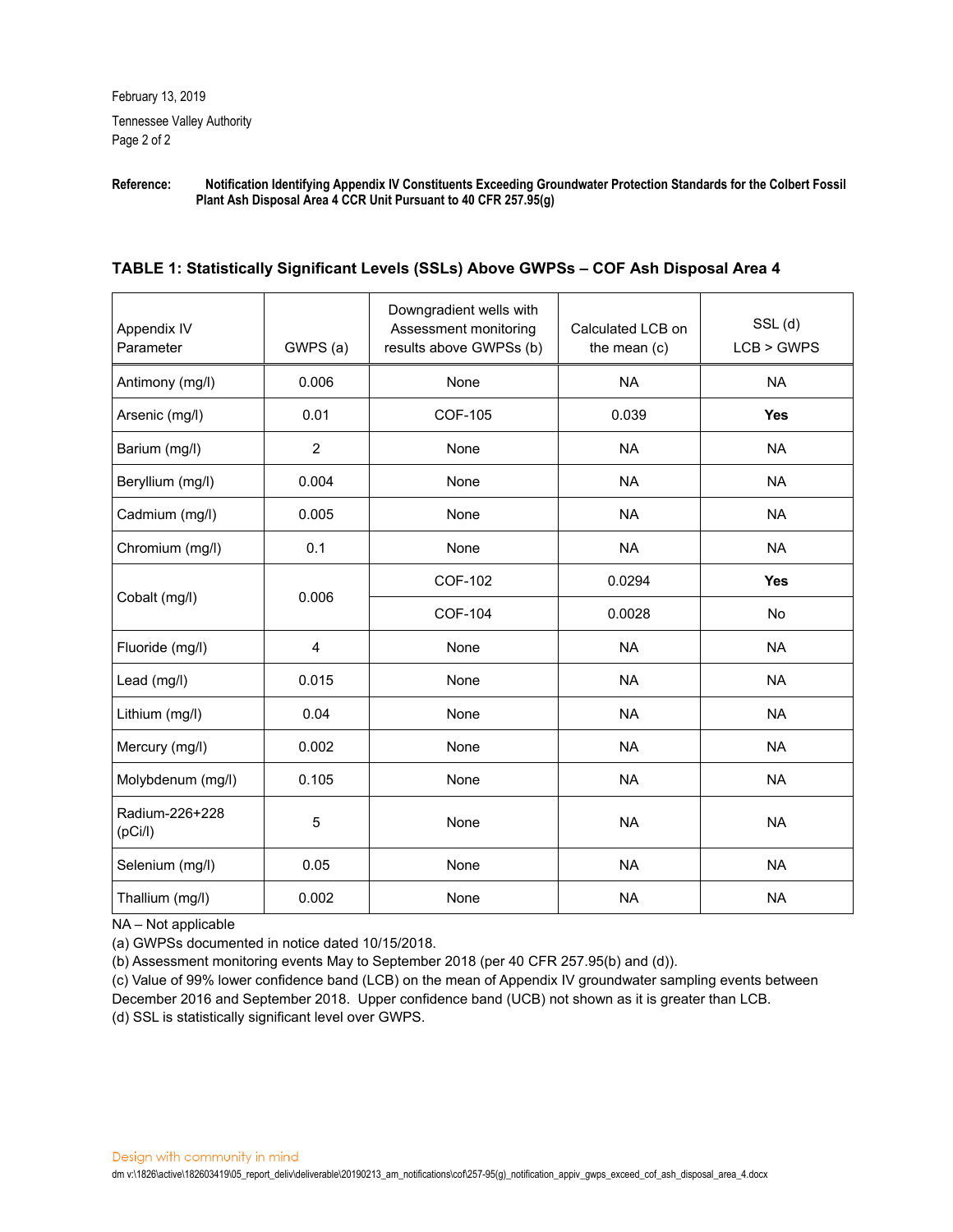February 13, 2019

Tennessee Valley Authority

**Reference: Notification Identifying Appendix IV Constituents Exceeding Groundwater Protection Standards for the Colbert Fossil Plant Ash Disposal Area 4 CCR Unit Pursuant to 40 CFR 257.95(g)**

## TABLE 1: Statistically Significant Levels (SSLs) Above GWPSs – COF Ash Disposal Area 4

| Appendix IV Parameter | GWPS (a) | Downgradient wells with Assessment monitoring results above GWPSs (b) | Calculated LCB on the mean (c) | SSL (d) LCB > GWPS |
|---|---|---|---|---|
| Antimony (mg/l) | 0.006 | None | NA | NA |
| Arsenic (mg/l) | 0.01 | COF-105 | 0.039 | **Yes** |
| Barium (mg/l) | 2 | None | NA | NA |
| Beryllium (mg/l) | 0.004 | None | NA | NA |
| Cadmium (mg/l) | 0.005 | None | NA | NA |
| Chromium (mg/l) | 0.1 | None | NA | NA |
| Cobalt (mg/l) | 0.006 | COF-102 | 0.0294 | **Yes** |
| | | COF-104 | 0.0028 | No |
| Fluoride (mg/l) | 4 | None | NA | NA |
| Lead (mg/l) | 0.015 | None | NA | NA |
| Lithium (mg/l) | 0.04 | None | NA | NA |
| Mercury (mg/l) | 0.002 | None | NA | NA |
| Molybdenum (mg/l) | 0.105 | None | NA | NA |
| Radium-226+228 (pCi/l) | 5 | None | NA | NA |
| Selenium (mg/l) | 0.05 | None | NA | NA |
| Thallium (mg/l) | 0.002 | None | NA | NA |

NA – Not applicable

(a) GWPSs documented in notice dated 10/15/2018.

(b) Assessment monitoring events May to September 2018 (per 40 CFR 257.95(b) and (d)).

(c) Value of 99% lower confidence band (LCB) on the mean of Appendix IV groundwater sampling events between December 2016 and September 2018. Upper confidence band (UCB) not shown as it is greater than LCB.

(d) SSL is statistically significant level over GWPS.

Design with community in mind

dm v:\1826\active\182603419\05_report_deliv\deliverable\20190213_am_notifications\cof\257-95(g)_notification_appiv_gwps_exceed_cof_ash_disposal_area_4.docx